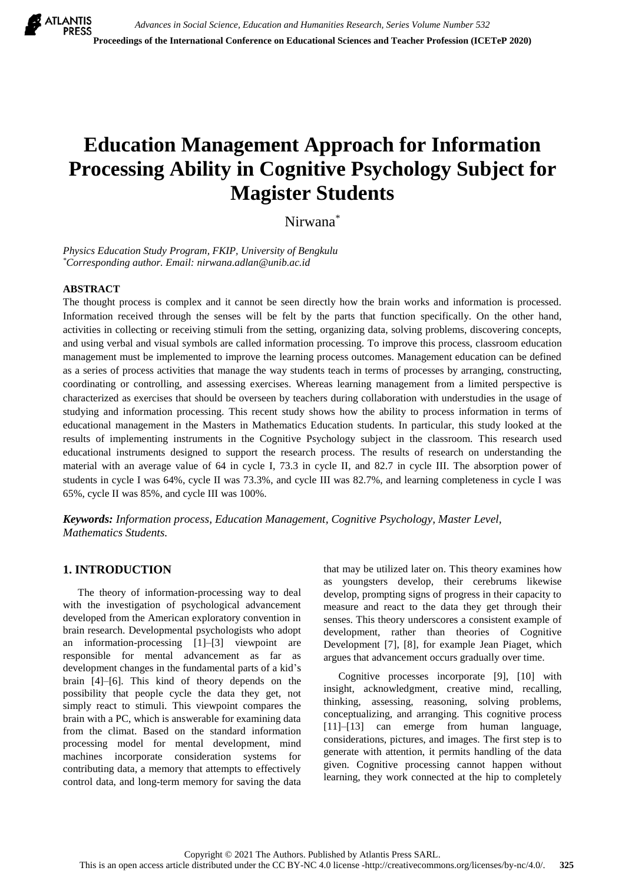# Education Management Approach for Information Processing Ability in Cognitive Psychology Subject for Magister Students

Nirwana*

*Physics Education Study Program, FKIP, University of Bengkulu*
*\*Corresponding author. Email: nirwana.adlan@unib.ac.id*

## ABSTRACT

The thought process is complex and it cannot be seen directly how the brain works and information is processed. Information received through the senses will be felt by the parts that function specifically. On the other hand, activities in collecting or receiving stimuli from the setting, organizing data, solving problems, discovering concepts, and using verbal and visual symbols are called information processing. To improve this process, classroom education management must be implemented to improve the learning process outcomes. Management education can be defined as a series of process activities that manage the way students teach in terms of processes by arranging, constructing, coordinating or controlling, and assessing exercises. Whereas learning management from a limited perspective is characterized as exercises that should be overseen by teachers during collaboration with understudies in the usage of studying and information processing. This recent study shows how the ability to process information in terms of educational management in the Masters in Mathematics Education students. In particular, this study looked at the results of implementing instruments in the Cognitive Psychology subject in the classroom. This research used educational instruments designed to support the research process. The results of research on understanding the material with an average value of 64 in cycle I, 73.3 in cycle II, and 82.7 in cycle III. The absorption power of students in cycle I was 64%, cycle II was 73.3%, and cycle III was 82.7%, and learning completeness in cycle I was 65%, cycle II was 85%, and cycle III was 100%.

***Keywords:*** *Information process, Education Management, Cognitive Psychology, Master Level, Mathematics Students.*

## 1. INTRODUCTION

The theory of information-processing way to deal with the investigation of psychological advancement developed from the American exploratory convention in brain research. Developmental psychologists who adopt an information-processing [1]–[3] viewpoint are responsible for mental advancement as far as development changes in the fundamental parts of a kid's brain [4]–[6]. This kind of theory depends on the possibility that people cycle the data they get, not simply react to stimuli. This viewpoint compares the brain with a PC, which is answerable for examining data from the climat. Based on the standard information processing model for mental development, mind machines incorporate consideration systems for contributing data, a memory that attempts to effectively control data, and long-term memory for saving the data that may be utilized later on. This theory examines how as youngsters develop, their cerebrums likewise develop, prompting signs of progress in their capacity to measure and react to the data they get through their senses. This theory underscores a consistent example of development, rather than theories of Cognitive Development [7], [8], for example Jean Piaget, which argues that advancement occurs gradually over time.

Cognitive processes incorporate [9], [10] with insight, acknowledgment, creative mind, recalling, thinking, assessing, reasoning, solving problems, conceptualizing, and arranging. This cognitive process [11]–[13] can emerge from human language, considerations, pictures, and images. The first step is to generate with attention, it permits handling of the data given. Cognitive processing cannot happen without learning, they work connected at the hip to completely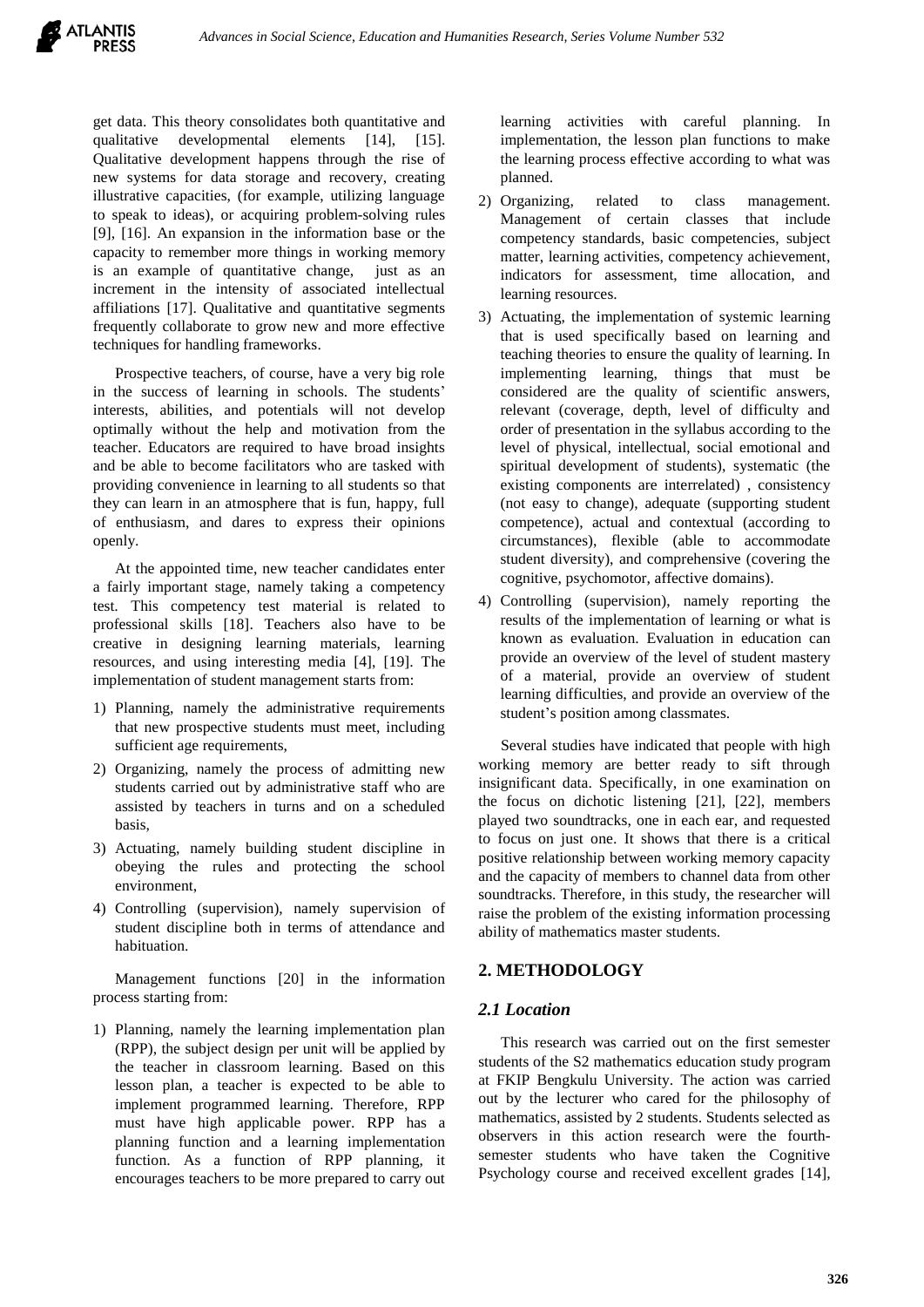get data. This theory consolidates both quantitative and qualitative developmental elements [14], [15]. Qualitative development happens through the rise of new systems for data storage and recovery, creating illustrative capacities, (for example, utilizing language to speak to ideas), or acquiring problem-solving rules [9], [16]. An expansion in the information base or the capacity to remember more things in working memory is an example of quantitative change, just as an increment in the intensity of associated intellectual affiliations [17]. Qualitative and quantitative segments frequently collaborate to grow new and more effective techniques for handling frameworks.

Prospective teachers, of course, have a very big role in the success of learning in schools. The students' interests, abilities, and potentials will not develop optimally without the help and motivation from the teacher. Educators are required to have broad insights and be able to become facilitators who are tasked with providing convenience in learning to all students so that they can learn in an atmosphere that is fun, happy, full of enthusiasm, and dares to express their opinions openly.

At the appointed time, new teacher candidates enter a fairly important stage, namely taking a competency test. This competency test material is related to professional skills [18]. Teachers also have to be creative in designing learning materials, learning resources, and using interesting media [4], [19]. The implementation of student management starts from:

1) Planning, namely the administrative requirements that new prospective students must meet, including sufficient age requirements,
2) Organizing, namely the process of admitting new students carried out by administrative staff who are assisted by teachers in turns and on a scheduled basis,
3) Actuating, namely building student discipline in obeying the rules and protecting the school environment,
4) Controlling (supervision), namely supervision of student discipline both in terms of attendance and habituation.

Management functions [20] in the information process starting from:

1) Planning, namely the learning implementation plan (RPP), the subject design per unit will be applied by the teacher in classroom learning. Based on this lesson plan, a teacher is expected to be able to implement programmed learning. Therefore, RPP must have high applicable power. RPP has a planning function and a learning implementation function. As a function of RPP planning, it encourages teachers to be more prepared to carry out learning activities with careful planning. In implementation, the lesson plan functions to make the learning process effective according to what was planned.
2) Organizing, related to class management. Management of certain classes that include competency standards, basic competencies, subject matter, learning activities, competency achievement, indicators for assessment, time allocation, and learning resources.
3) Actuating, the implementation of systemic learning that is used specifically based on learning and teaching theories to ensure the quality of learning. In implementing learning, things that must be considered are the quality of scientific answers, relevant (coverage, depth, level of difficulty and order of presentation in the syllabus according to the level of physical, intellectual, social emotional and spiritual development of students), systematic (the existing components are interrelated) , consistency (not easy to change), adequate (supporting student competence), actual and contextual (according to circumstances), flexible (able to accommodate student diversity), and comprehensive (covering the cognitive, psychomotor, affective domains).
4) Controlling (supervision), namely reporting the results of the implementation of learning or what is known as evaluation. Evaluation in education can provide an overview of the level of student mastery of a material, provide an overview of student learning difficulties, and provide an overview of the student's position among classmates.

Several studies have indicated that people with high working memory are better ready to sift through insignificant data. Specifically, in one examination on the focus on dichotic listening [21], [22], members played two soundtracks, one in each ear, and requested to focus on just one. It shows that there is a critical positive relationship between working memory capacity and the capacity of members to channel data from other soundtracks. Therefore, in this study, the researcher will raise the problem of the existing information processing ability of mathematics master students.

## 2. METHODOLOGY

### *2.1 Location*

This research was carried out on the first semester students of the S2 mathematics education study program at FKIP Bengkulu University. The action was carried out by the lecturer who cared for the philosophy of mathematics, assisted by 2 students. Students selected as observers in this action research were the fourth-semester students who have taken the Cognitive Psychology course and received excellent grades [14],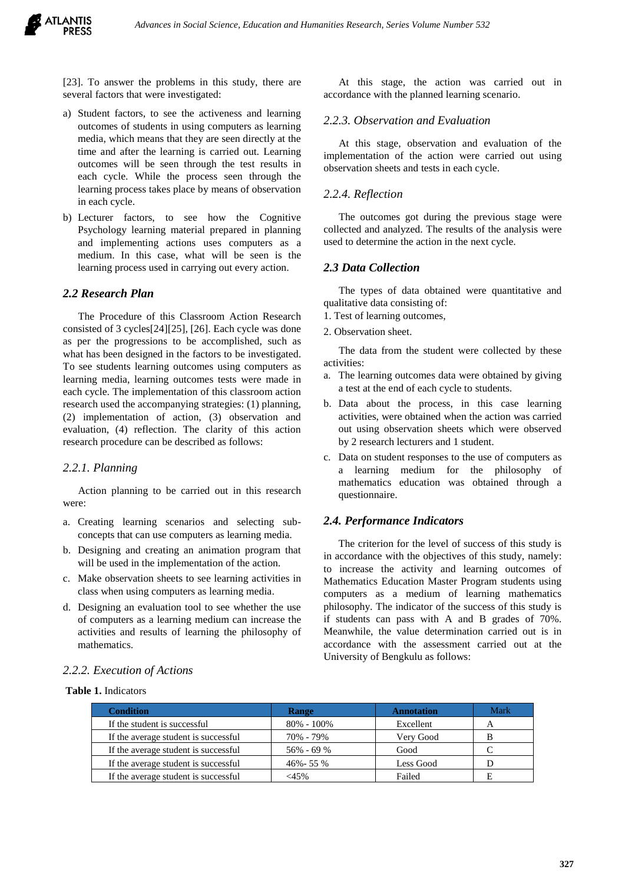[23]. To answer the problems in this study, there are several factors that were investigated:

a) Student factors, to see the activeness and learning outcomes of students in using computers as learning media, which means that they are seen directly at the time and after the learning is carried out. Learning outcomes will be seen through the test results in each cycle. While the process seen through the learning process takes place by means of observation in each cycle.
b) Lecturer factors, to see how the Cognitive Psychology learning material prepared in planning and implementing actions uses computers as a medium. In this case, what will be seen is the learning process used in carrying out every action.

### *2.2 Research Plan*

The Procedure of this Classroom Action Research consisted of 3 cycles[24][25], [26]. Each cycle was done as per the progressions to be accomplished, such as what has been designed in the factors to be investigated. To see students learning outcomes using computers as learning media, learning outcomes tests were made in each cycle. The implementation of this classroom action research used the accompanying strategies: (1) planning, (2) implementation of action, (3) observation and evaluation, (4) reflection. The clarity of this action research procedure can be described as follows:

#### *2.2.1. Planning*

Action planning to be carried out in this research were:

a. Creating learning scenarios and selecting sub-concepts that can use computers as learning media.
b. Designing and creating an animation program that will be used in the implementation of the action.
c. Make observation sheets to see learning activities in class when using computers as learning media.
d. Designing an evaluation tool to see whether the use of computers as a learning medium can increase the activities and results of learning the philosophy of mathematics.

#### *2.2.2. Execution of Actions*

At this stage, the action was carried out in accordance with the planned learning scenario.

#### *2.2.3. Observation and Evaluation*

At this stage, observation and evaluation of the implementation of the action were carried out using observation sheets and tests in each cycle.

#### *2.2.4. Reflection*

The outcomes got during the previous stage were collected and analyzed. The results of the analysis were used to determine the action in the next cycle.

### *2.3 Data Collection*

The types of data obtained were quantitative and qualitative data consisting of:

1. Test of learning outcomes,
2. Observation sheet.

The data from the student were collected by these activities:

a. The learning outcomes data were obtained by giving a test at the end of each cycle to students.
b. Data about the process, in this case learning activities, were obtained when the action was carried out using observation sheets which were observed by 2 research lecturers and 1 student.
c. Data on student responses to the use of computers as a learning medium for the philosophy of mathematics education was obtained through a questionnaire.

### *2.4. Performance Indicators*

The criterion for the level of success of this study is in accordance with the objectives of this study, namely: to increase the activity and learning outcomes of Mathematics Education Master Program students using computers as a medium of learning mathematics philosophy. The indicator of the success of this study is if students can pass with A and B grades of 70%. Meanwhile, the value determination carried out is in accordance with the assessment carried out at the University of Bengkulu as follows:

**Table 1.** Indicators

| Condition | Range | Annotation | Mark |
|---|---|---|---|
| If the student is successful | 80% - 100% | Excellent | A |
| If the average student is successful | 70% - 79% | Very Good | B |
| If the average student is successful | 56% - 69 % | Good | C |
| If the average student is successful | 46%- 55 % | Less Good | D |
| If the average student is successful | <45% | Failed | E |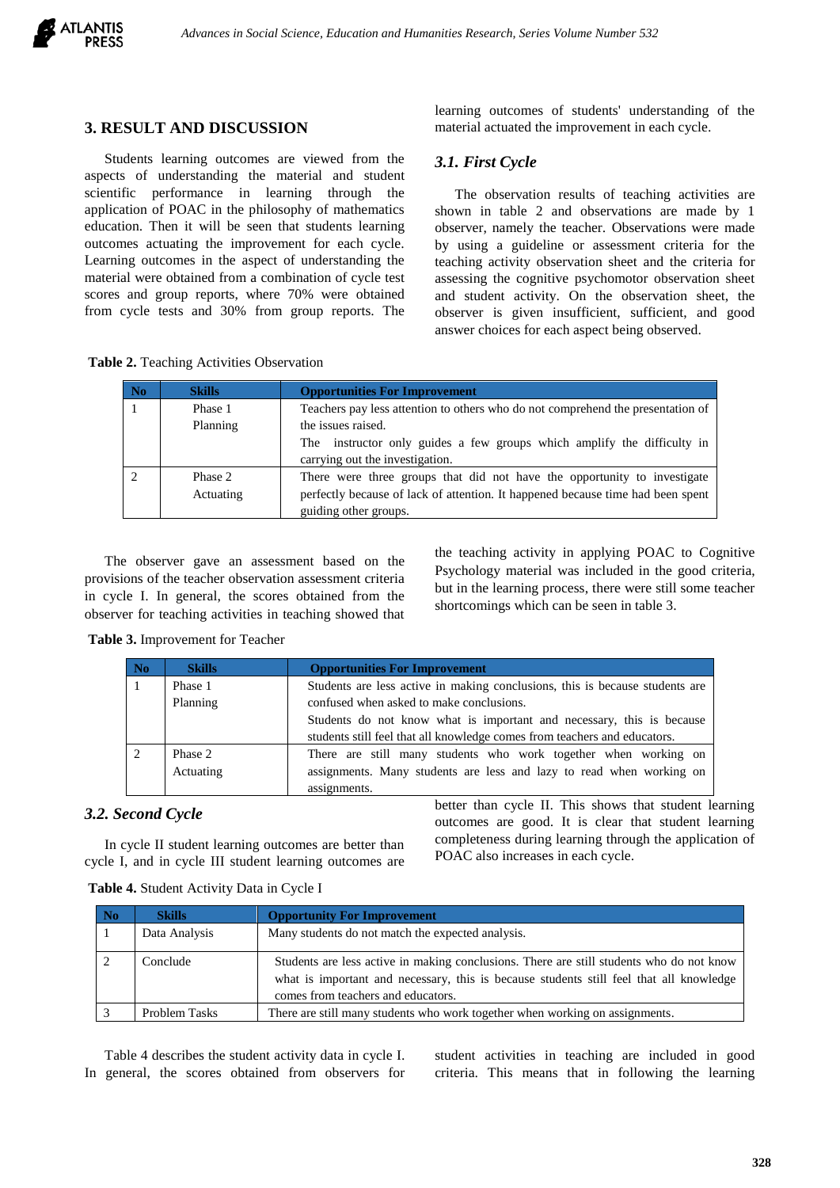## 3. RESULT AND DISCUSSION

Students learning outcomes are viewed from the aspects of understanding the material and student scientific performance in learning through the application of POAC in the philosophy of mathematics education. Then it will be seen that students learning outcomes actuating the improvement for each cycle. Learning outcomes in the aspect of understanding the material were obtained from a combination of cycle test scores and group reports, where 70% were obtained from cycle tests and 30% from group reports. The learning outcomes of students' understanding of the material actuated the improvement in each cycle.

### 3.1. First Cycle

The observation results of teaching activities are shown in table 2 and observations are made by 1 observer, namely the teacher. Observations were made by using a guideline or assessment criteria for the teaching activity observation sheet and the criteria for assessing the cognitive psychomotor observation sheet and student activity. On the observation sheet, the observer is given insufficient, sufficient, and good answer choices for each aspect being observed.

**Table 2.** Teaching Activities Observation

| No | Skills | Opportunities For Improvement |
|---|---|---|
| 1 | Phase 1 Planning | Teachers pay less attention to others who do not comprehend the presentation of the issues raised.<br>The instructor only guides a few groups which amplify the difficulty in carrying out the investigation. |
| 2 | Phase 2 Actuating | There were three groups that did not have the opportunity to investigate perfectly because of lack of attention. It happened because time had been spent guiding other groups. |

The observer gave an assessment based on the provisions of the teacher observation assessment criteria in cycle I. In general, the scores obtained from the observer for teaching activities in teaching showed that the teaching activity in applying POAC to Cognitive Psychology material was included in the good criteria, but in the learning process, there were still some teacher shortcomings which can be seen in table 3.

**Table 3.** Improvement for Teacher

| No | Skills | Opportunities For Improvement |
|---|---|---|
| 1 | Phase 1 Planning | Students are less active in making conclusions, this is because students are confused when asked to make conclusions.<br>Students do not know what is important and necessary, this is because students still feel that all knowledge comes from teachers and educators. |
| 2 | Phase 2 Actuating | There are still many students who work together when working on assignments. Many students are less and lazy to read when working on assignments. |

### 3.2. Second Cycle

In cycle II student learning outcomes are better than cycle I, and in cycle III student learning outcomes are better than cycle II. This shows that student learning outcomes are good. It is clear that student learning completeness during learning through the application of POAC also increases in each cycle.

**Table 4.** Student Activity Data in Cycle I

| No | Skills | Opportunity For Improvement |
|---|---|---|
| 1 | Data Analysis | Many students do not match the expected analysis. |
| 2 | Conclude | Students are less active in making conclusions. There are still students who do not know what is important and necessary, this is because students still feel that all knowledge comes from teachers and educators. |
| 3 | Problem Tasks | There are still many students who work together when working on assignments. |

Table 4 describes the student activity data in cycle I. In general, the scores obtained from observers for student activities in teaching are included in good criteria. This means that in following the learning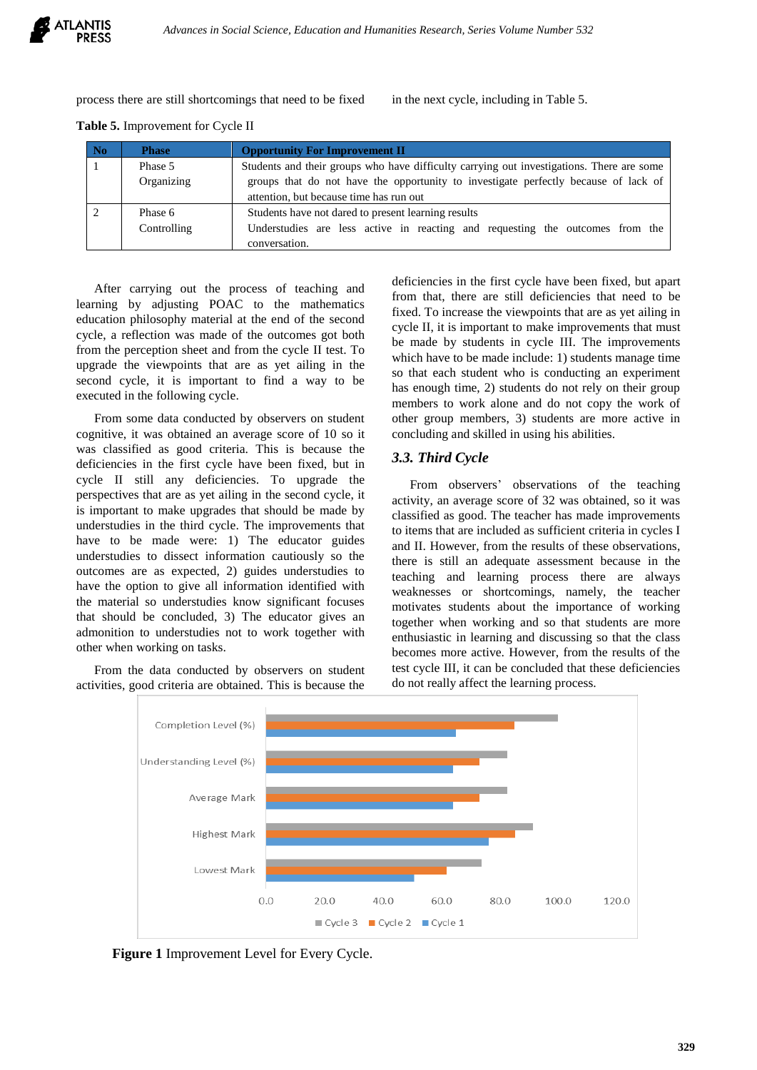process there are still shortcomings that need to be fixed in the next cycle, including in Table 5.

**Table 5.** Improvement for Cycle II

| No | Phase | Opportunity For Improvement II |
|---|---|---|
| 1 | Phase 5 Organizing | Students and their groups who have difficulty carrying out investigations. There are some groups that do not have the opportunity to investigate perfectly because of lack of attention, but because time has run out |
| 2 | Phase 6 Controlling | Students have not dared to present learning results Understudies are less active in reacting and requesting the outcomes from the conversation. |

After carrying out the process of teaching and learning by adjusting POAC to the mathematics education philosophy material at the end of the second cycle, a reflection was made of the outcomes got both from the perception sheet and from the cycle II test. To upgrade the viewpoints that are as yet ailing in the second cycle, it is important to find a way to be executed in the following cycle.

From some data conducted by observers on student cognitive, it was obtained an average score of 10 so it was classified as good criteria. This is because the deficiencies in the first cycle have been fixed, but in cycle II still any deficiencies. To upgrade the perspectives that are as yet ailing in the second cycle, it is important to make upgrades that should be made by understudies in the third cycle. The improvements that have to be made were: 1) The educator guides understudies to dissect information cautiously so the outcomes are as expected, 2) guides understudies to have the option to give all information identified with the material so understudies know significant focuses that should be concluded, 3) The educator gives an admonition to understudies not to work together with other when working on tasks.

From the data conducted by observers on student activities, good criteria are obtained. This is because the deficiencies in the first cycle have been fixed, but apart from that, there are still deficiencies that need to be fixed. To increase the viewpoints that are as yet ailing in cycle II, it is important to make improvements that must be made by students in cycle III. The improvements which have to be made include: 1) students manage time so that each student who is conducting an experiment has enough time, 2) students do not rely on their group members to work alone and do not copy the work of other group members, 3) students are more active in concluding and skilled in using his abilities.

### *3.3. Third Cycle*

From observers' observations of the teaching activity, an average score of 32 was obtained, so it was classified as good. The teacher has made improvements to items that are included as sufficient criteria in cycles I and II. However, from the results of these observations, there is still an adequate assessment because in the teaching and learning process there are always weaknesses or shortcomings, namely, the teacher motivates students about the importance of working together when working and so that students are more enthusiastic in learning and discussing so that the class becomes more active. However, from the results of the test cycle III, it can be concluded that these deficiencies do not really affect the learning process.

Completion Level (%)
Understanding Level (%)
Average Mark
Highest Mark
Lowest Mark
0.0 20.0 40.0 60.0 80.0 100.0 120.0
Cycle 3 Cycle 2 Cycle 1

**Figure 1** Improvement Level for Every Cycle.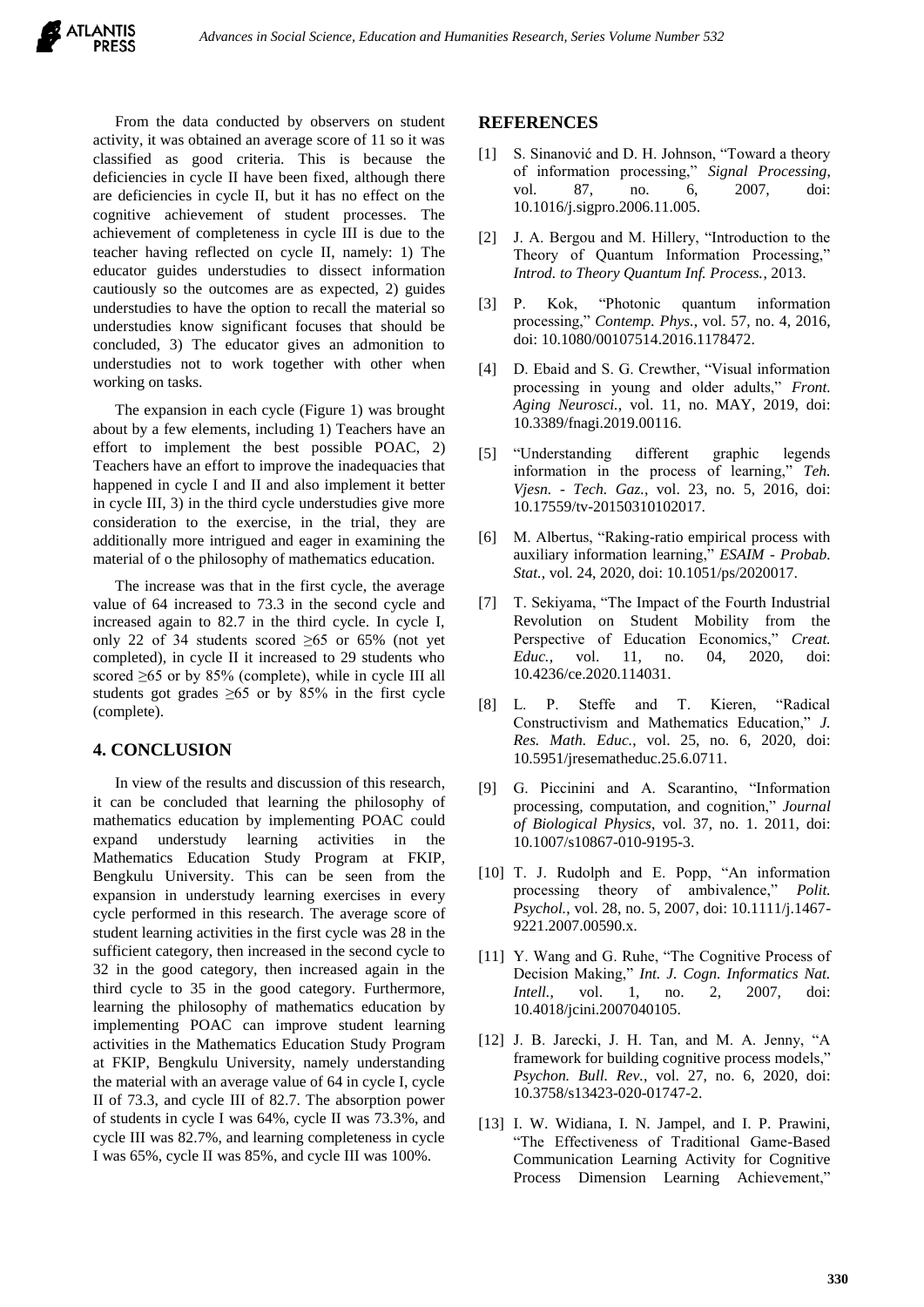From the data conducted by observers on student activity, it was obtained an average score of 11 so it was classified as good criteria. This is because the deficiencies in cycle II have been fixed, although there are deficiencies in cycle II, but it has no effect on the cognitive achievement of student processes. The achievement of completeness in cycle III is due to the teacher having reflected on cycle II, namely: 1) The educator guides understudies to dissect information cautiously so the outcomes are as expected, 2) guides understudies to have the option to recall the material so understudies know significant focuses that should be concluded, 3) The educator gives an admonition to understudies not to work together with other when working on tasks.

The expansion in each cycle (Figure 1) was brought about by a few elements, including 1) Teachers have an effort to implement the best possible POAC, 2) Teachers have an effort to improve the inadequacies that happened in cycle I and II and also implement it better in cycle III, 3) in the third cycle understudies give more consideration to the exercise, in the trial, they are additionally more intrigued and eager in examining the material of o the philosophy of mathematics education.

The increase was that in the first cycle, the average value of 64 increased to 73.3 in the second cycle and increased again to 82.7 in the third cycle. In cycle I, only 22 of 34 students scored ≥65 or 65% (not yet completed), in cycle II it increased to 29 students who scored ≥65 or by 85% (complete), while in cycle III all students got grades ≥65 or by 85% in the first cycle (complete).

## 4. CONCLUSION

In view of the results and discussion of this research, it can be concluded that learning the philosophy of mathematics education by implementing POAC could expand understudy learning activities in the Mathematics Education Study Program at FKIP, Bengkulu University. This can be seen from the expansion in understudy learning exercises in every cycle performed in this research. The average score of student learning activities in the first cycle was 28 in the sufficient category, then increased in the second cycle to 32 in the good category, then increased again in the third cycle to 35 in the good category. Furthermore, learning the philosophy of mathematics education by implementing POAC can improve student learning activities in the Mathematics Education Study Program at FKIP, Bengkulu University, namely understanding the material with an average value of 64 in cycle I, cycle II of 73.3, and cycle III of 82.7. The absorption power of students in cycle I was 64%, cycle II was 73.3%, and cycle III was 82.7%, and learning completeness in cycle I was 65%, cycle II was 85%, and cycle III was 100%.

## REFERENCES

[1] S. Sinanović and D. H. Johnson, “Toward a theory of information processing,” *Signal Processing*, vol. 87, no. 6, 2007, doi: 10.1016/j.sigpro.2006.11.005.

[2] J. A. Bergou and M. Hillery, “Introduction to the Theory of Quantum Information Processing,” *Introd. to Theory Quantum Inf. Process.*, 2013.

[3] P. Kok, “Photonic quantum information processing,” *Contemp. Phys.*, vol. 57, no. 4, 2016, doi: 10.1080/00107514.2016.1178472.

[4] D. Ebaid and S. G. Crewther, “Visual information processing in young and older adults,” *Front. Aging Neurosci.*, vol. 11, no. MAY, 2019, doi: 10.3389/fnagi.2019.00116.

[5] “Understanding different graphic legends information in the process of learning,” *Teh. Vjesn. - Tech. Gaz.*, vol. 23, no. 5, 2016, doi: 10.17559/tv-20150310102017.

[6] M. Albertus, “Raking-ratio empirical process with auxiliary information learning,” *ESAIM - Probab. Stat.*, vol. 24, 2020, doi: 10.1051/ps/2020017.

[7] T. Sekiyama, “The Impact of the Fourth Industrial Revolution on Student Mobility from the Perspective of Education Economics,” *Creat. Educ.*, vol. 11, no. 04, 2020, doi: 10.4236/ce.2020.114031.

[8] L. P. Steffe and T. Kieren, “Radical Constructivism and Mathematics Education,” *J. Res. Math. Educ.*, vol. 25, no. 6, 2020, doi: 10.5951/jresematheduc.25.6.0711.

[9] G. Piccinini and A. Scarantino, “Information processing, computation, and cognition,” *Journal of Biological Physics*, vol. 37, no. 1. 2011, doi: 10.1007/s10867-010-9195-3.

[10] T. J. Rudolph and E. Popp, “An information processing theory of ambivalence,” *Polit. Psychol.*, vol. 28, no. 5, 2007, doi: 10.1111/j.1467-9221.2007.00590.x.

[11] Y. Wang and G. Ruhe, “The Cognitive Process of Decision Making,” *Int. J. Cogn. Informatics Nat. Intell.*, vol. 1, no. 2, 2007, doi: 10.4018/jcini.2007040105.

[12] J. B. Jarecki, J. H. Tan, and M. A. Jenny, “A framework for building cognitive process models,” *Psychon. Bull. Rev.*, vol. 27, no. 6, 2020, doi: 10.3758/s13423-020-01747-2.

[13] I. W. Widiana, I. N. Jampel, and I. P. Prawini, “The Effectiveness of Traditional Game-Based Communication Learning Activity for Cognitive Process Dimension Learning Achievement,”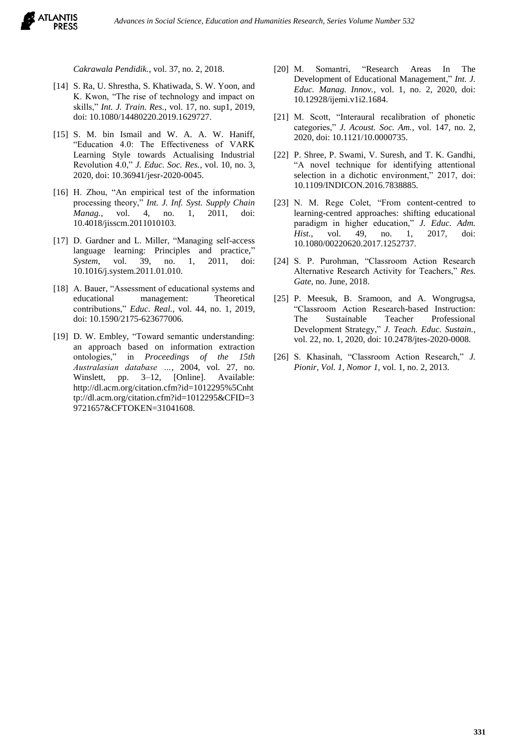*Cakrawala Pendidik.*, vol. 37, no. 2, 2018.

[14] S. Ra, U. Shrestha, S. Khatiwada, S. W. Yoon, and K. Kwon, "The rise of technology and impact on skills," *Int. J. Train. Res.*, vol. 17, no. sup1, 2019, doi: 10.1080/14480220.2019.1629727.

[15] S. M. bin Ismail and W. A. A. W. Haniff, "Education 4.0: The Effectiveness of VARK Learning Style towards Actualising Industrial Revolution 4.0," *J. Educ. Soc. Res.*, vol. 10, no. 3, 2020, doi: 10.36941/jesr-2020-0045.

[16] H. Zhou, "An empirical test of the information processing theory," *Int. J. Inf. Syst. Supply Chain Manag.*, vol. 4, no. 1, 2011, doi: 10.4018/jisscm.2011010103.

[17] D. Gardner and L. Miller, "Managing self-access language learning: Principles and practice," *System*, vol. 39, no. 1, 2011, doi: 10.1016/j.system.2011.01.010.

[18] A. Bauer, "Assessment of educational systems and educational management: Theoretical contributions," *Educ. Real.*, vol. 44, no. 1, 2019, doi: 10.1590/2175-623677006.

[19] D. W. Embley, "Toward semantic understanding: an approach based on information extraction ontologies," in *Proceedings of the 15th Australasian database …*, 2004, vol. 27, no. Winslett, pp. 3–12, [Online]. Available: http://dl.acm.org/citation.cfm?id=1012295%5Cnhttp://dl.acm.org/citation.cfm?id=1012295&CFID=39721657&CFTOKEN=31041608.

[20] M. Somantri, "Research Areas In The Development of Educational Management," *Int. J. Educ. Manag. Innov.*, vol. 1, no. 2, 2020, doi: 10.12928/ijemi.v1i2.1684.

[21] M. Scott, "Interaural recalibration of phonetic categories," *J. Acoust. Soc. Am.*, vol. 147, no. 2, 2020, doi: 10.1121/10.0000735.

[22] P. Shree, P. Swami, V. Suresh, and T. K. Gandhi, "A novel technique for identifying attentional selection in a dichotic environment," 2017, doi: 10.1109/INDICON.2016.7838885.

[23] N. M. Rege Colet, "From content-centred to learning-centred approaches: shifting educational paradigm in higher education," *J. Educ. Adm. Hist.*, vol. 49, no. 1, 2017, doi: 10.1080/00220620.2017.1252737.

[24] S. P. Purohman, "Classroom Action Research Alternative Research Activity for Teachers," *Res. Gate*, no. June, 2018.

[25] P. Meesuk, B. Sramoon, and A. Wongrugsa, "Classroom Action Research-based Instruction: The Sustainable Teacher Professional Development Strategy," *J. Teach. Educ. Sustain.*, vol. 22, no. 1, 2020, doi: 10.2478/jtes-2020-0008.

[26] S. Khasinah, "Classroom Action Research," *J. Pionir, Vol. 1, Nomor 1*, vol. 1, no. 2, 2013.